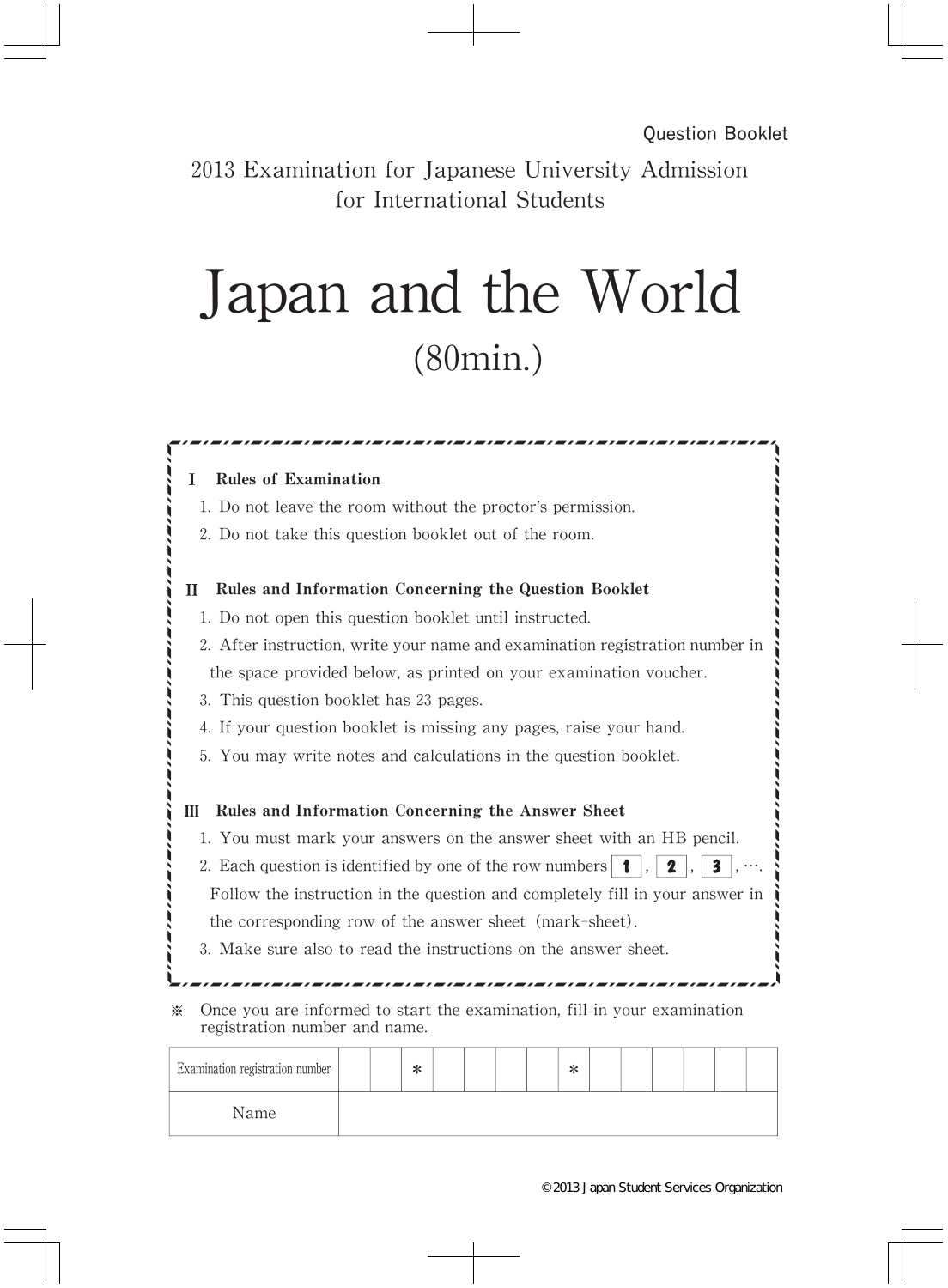Question Booklet

2013 Examination for Japanese University Admission for International Students

# Japan and the World

(80min.)

## Ⅰ Rules of Examination

1. Do not leave the room without the proctor's permission.
2. Do not take this question booklet out of the room.

## Ⅱ Rules and Information Concerning the Question Booklet

1. Do not open this question booklet until instructed.
2. After instruction, write your name and examination registration number in the space provided below, as printed on your examination voucher.
3. This question booklet has 23 pages.
4. If your question booklet is missing any pages, raise your hand.
5. You may write notes and calculations in the question booklet.

## Ⅲ Rules and Information Concerning the Answer Sheet

1. You must mark your answers on the answer sheet with an HB pencil.
2. Each question is identified by one of the row numbers **1**, **2**, **3**, …. Follow the instruction in the question and completely fill in your answer in the corresponding row of the answer sheet (mark-sheet).
3. Make sure also to read the instructions on the answer sheet.

※ Once you are informed to start the examination, fill in your examination registration number and name.

| Examination registration number | | | * | | | | | * | | | | | | |
|---|---|---|---|---|---|---|---|---|---|---|---|---|---|---|
| Name | | | | | | | | | | | | | | |

©2013 Japan Student Services Organization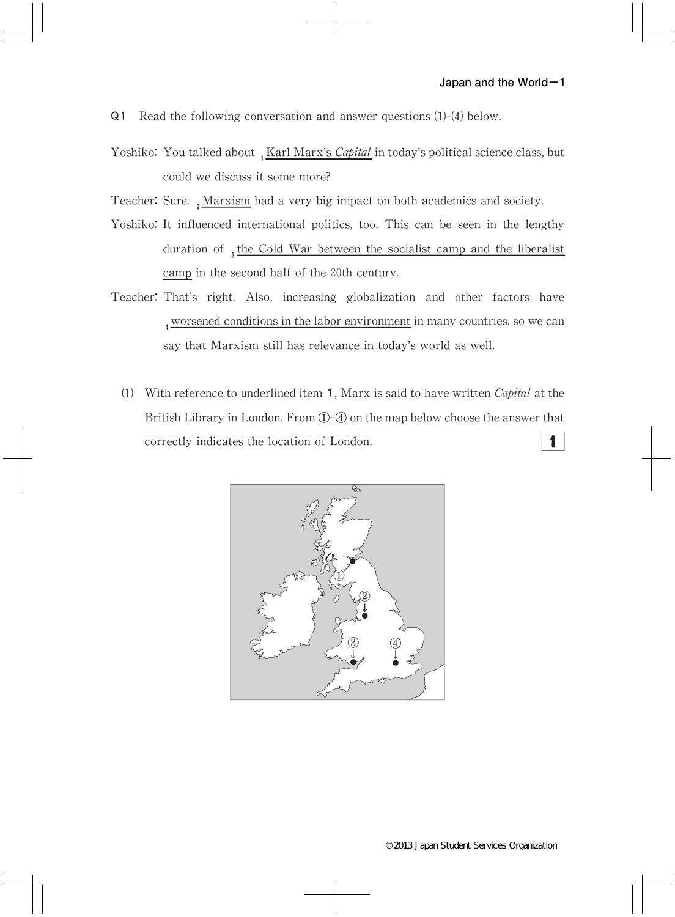**Q1** Read the following conversation and answer questions (1)-(4) below.

Yoshiko: You talked about [1]<u>Karl Marx's *Capital*</u> in today's political science class, but could we discuss it some more?

Teacher: Sure. [2]<u>Marxism</u> had a very big impact on both academics and society.

Yoshiko: It influenced international politics, too. This can be seen in the lengthy duration of [3]<u>the Cold War between the socialist camp and the liberalist camp</u> in the second half of the 20th century.

Teacher: That's right. Also, increasing globalization and other factors have [4]<u>worsened conditions in the labor environment</u> in many countries, so we can say that Marxism still has relevance in today's world as well.

(1) With reference to underlined item 1, Marx is said to have written *Capital* at the British Library in London. From ①-④ on the map below choose the answer that correctly indicates the location of London. **1**

①
②
③
④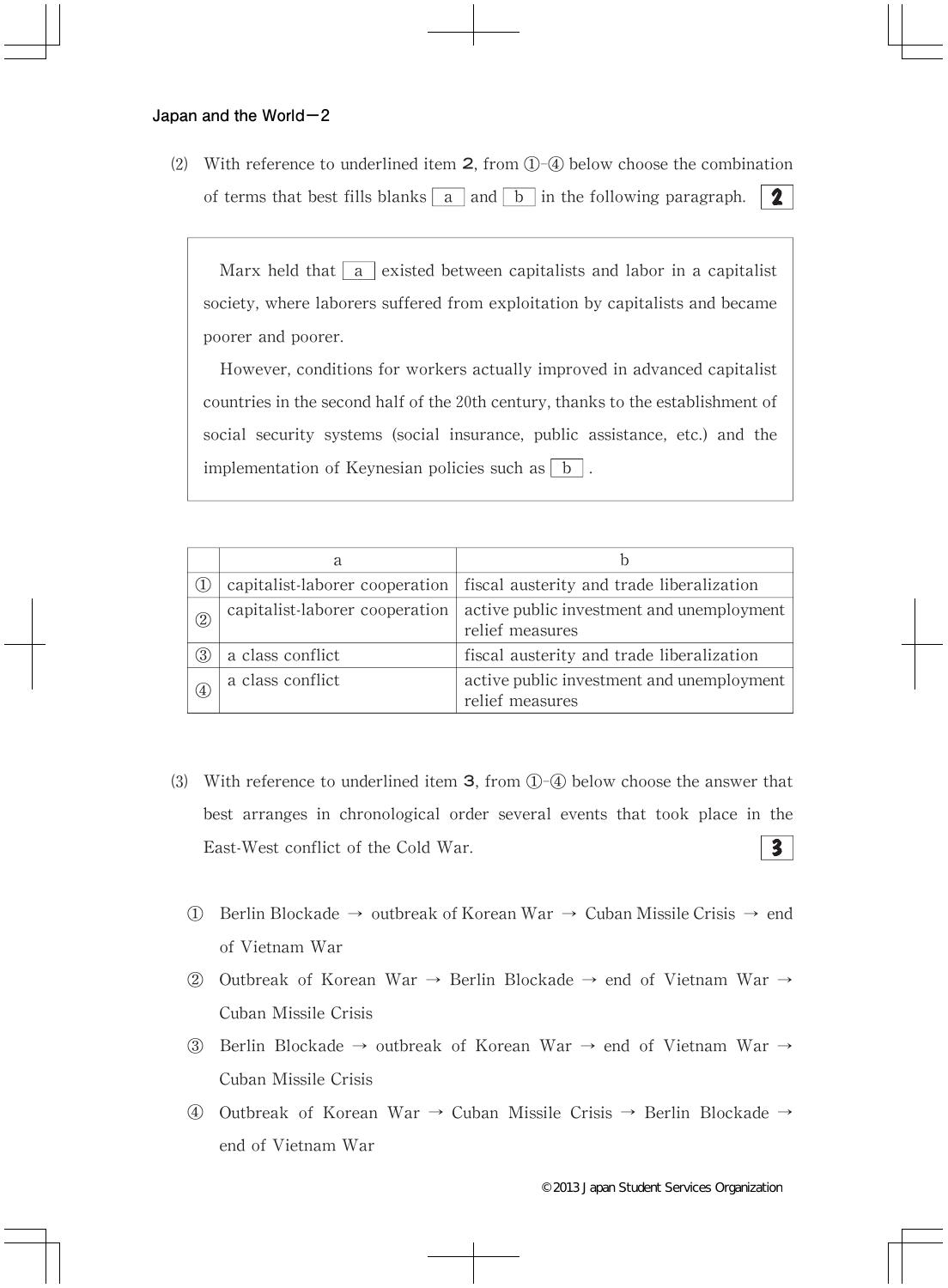(2) With reference to underlined item **2**, from ①-④ below choose the combination of terms that best fills blanks [a] and [b] in the following paragraph. **2**

> Marx held that [a] existed between capitalists and labor in a capitalist society, where laborers suffered from exploitation by capitalists and became poorer and poorer.
>
> However, conditions for workers actually improved in advanced capitalist countries in the second half of the 20th century, thanks to the establishment of social security systems (social insurance, public assistance, etc.) and the implementation of Keynesian policies such as [b].

| | a | b |
|---|---|---|
| ① | capitalist-laborer cooperation | fiscal austerity and trade liberalization |
| ② | capitalist-laborer cooperation | active public investment and unemployment relief measures |
| ③ | a class conflict | fiscal austerity and trade liberalization |
| ④ | a class conflict | active public investment and unemployment relief measures |

(3) With reference to underlined item **3**, from ①-④ below choose the answer that best arranges in chronological order several events that took place in the East-West conflict of the Cold War. **3**

① Berlin Blockade → outbreak of Korean War → Cuban Missile Crisis → end of Vietnam War

② Outbreak of Korean War → Berlin Blockade → end of Vietnam War → Cuban Missile Crisis

③ Berlin Blockade → outbreak of Korean War → end of Vietnam War → Cuban Missile Crisis

④ Outbreak of Korean War → Cuban Missile Crisis → Berlin Blockade → end of Vietnam War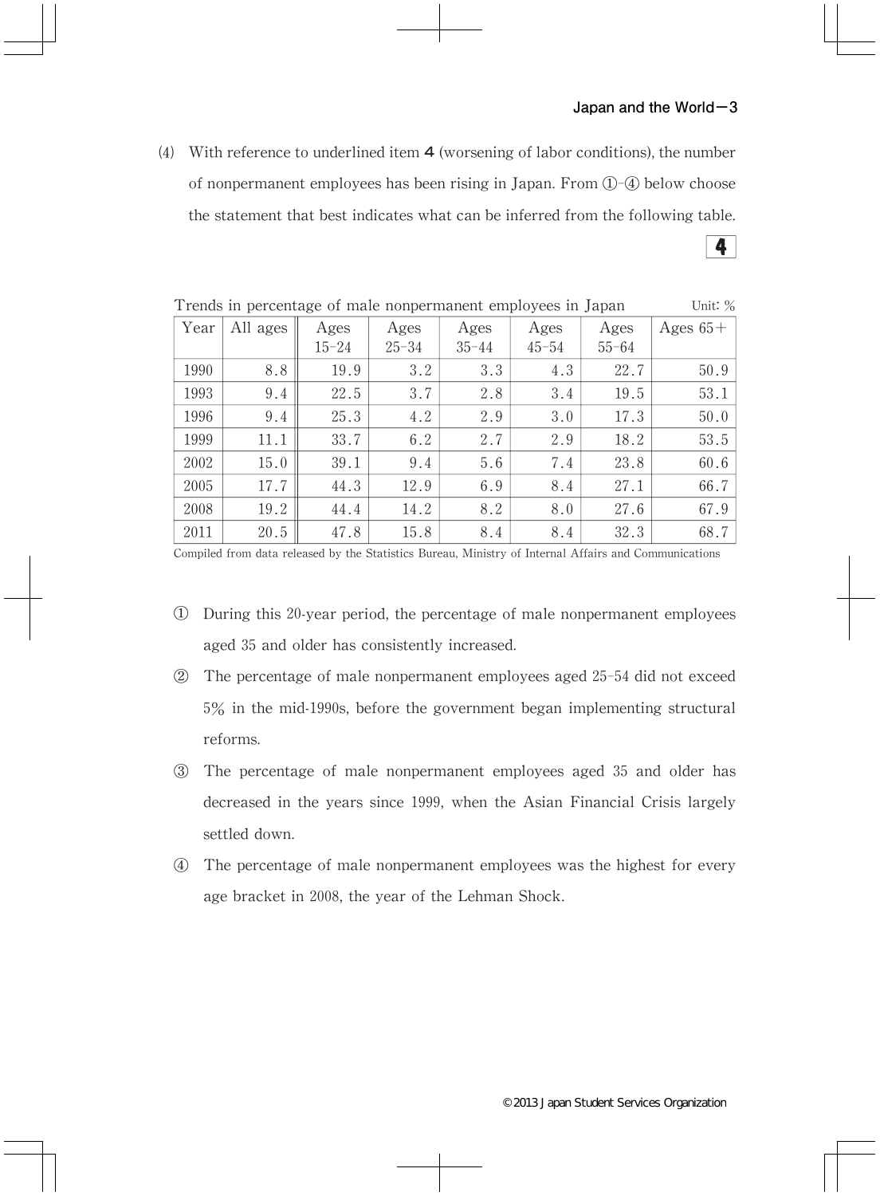(4) With reference to underlined item **4** (worsening of labor conditions), the number of nonpermanent employees has been rising in Japan. From ①-④ below choose the statement that best indicates what can be inferred from the following table.

**4**

Trends in percentage of male nonpermanent employees in Japan  Unit: %

| Year | All ages | Ages 15–24 | Ages 25–34 | Ages 35–44 | Ages 45–54 | Ages 55–64 | Ages 65+ |
|---|---|---|---|---|---|---|---|
| 1990 | 8.8 | 19.9 | 3.2 | 3.3 | 4.3 | 22.7 | 50.9 |
| 1993 | 9.4 | 22.5 | 3.7 | 2.8 | 3.4 | 19.5 | 53.1 |
| 1996 | 9.4 | 25.3 | 4.2 | 2.9 | 3.0 | 17.3 | 50.0 |
| 1999 | 11.1 | 33.7 | 6.2 | 2.7 | 2.9 | 18.2 | 53.5 |
| 2002 | 15.0 | 39.1 | 9.4 | 5.6 | 7.4 | 23.8 | 60.6 |
| 2005 | 17.7 | 44.3 | 12.9 | 6.9 | 8.4 | 27.1 | 66.7 |
| 2008 | 19.2 | 44.4 | 14.2 | 8.2 | 8.0 | 27.6 | 67.9 |
| 2011 | 20.5 | 47.8 | 15.8 | 8.4 | 8.4 | 32.3 | 68.7 |

Compiled from data released by the Statistics Bureau, Ministry of Internal Affairs and Communications

① During this 20-year period, the percentage of male nonpermanent employees aged 35 and older has consistently increased.

② The percentage of male nonpermanent employees aged 25–54 did not exceed 5% in the mid-1990s, before the government began implementing structural reforms.

③ The percentage of male nonpermanent employees aged 35 and older has decreased in the years since 1999, when the Asian Financial Crisis largely settled down.

④ The percentage of male nonpermanent employees was the highest for every age bracket in 2008, the year of the Lehman Shock.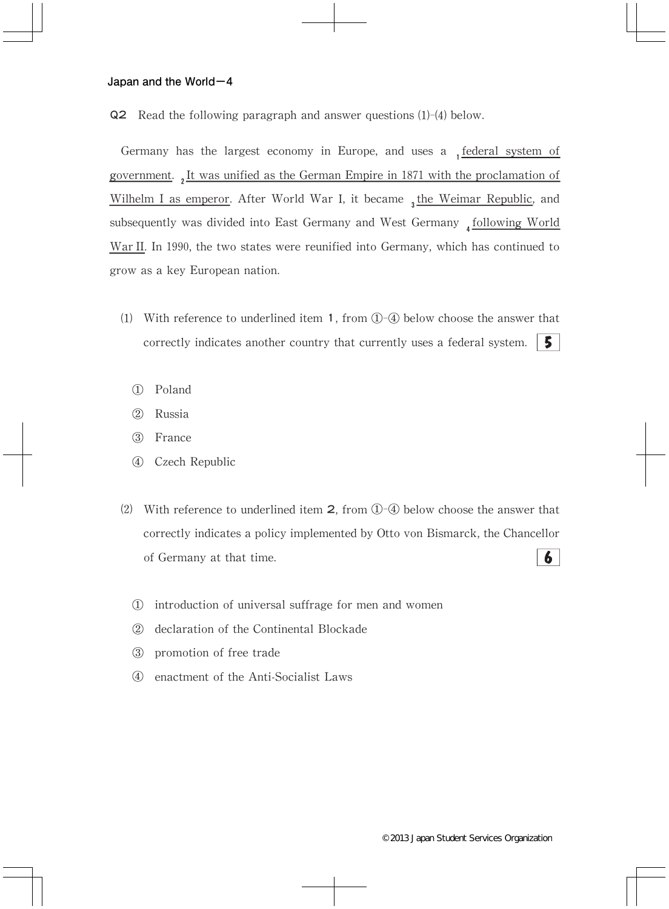**Q2** Read the following paragraph and answer questions (1)-(4) below.

Germany has the largest economy in Europe, and uses a [1]<u>federal system of government</u>. [2]<u>It was unified as the German Empire in 1871 with the proclamation of Wilhelm I as emperor</u>. After World War I, it became [3]<u>the Weimar Republic</u>, and subsequently was divided into East Germany and West Germany [4]<u>following World War II</u>. In 1990, the two states were reunified into Germany, which has continued to grow as a key European nation.

(1) With reference to underlined item **1**, from ①-④ below choose the answer that correctly indicates another country that currently uses a federal system. **5**

① Poland

② Russia

③ France

④ Czech Republic

(2) With reference to underlined item **2**, from ①-④ below choose the answer that correctly indicates a policy implemented by Otto von Bismarck, the Chancellor of Germany at that time. **6**

① introduction of universal suffrage for men and women

② declaration of the Continental Blockade

③ promotion of free trade

④ enactment of the Anti-Socialist Laws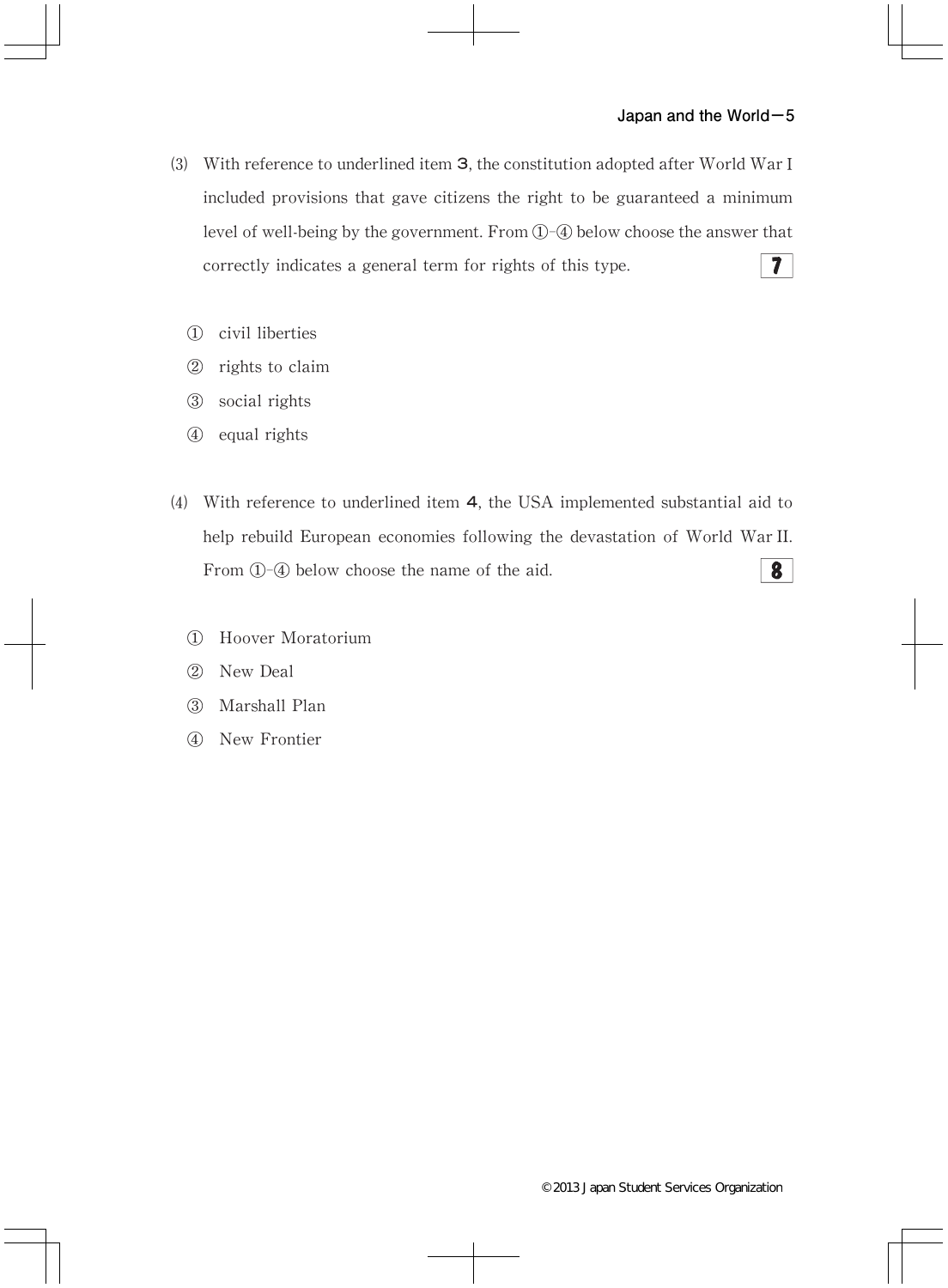(3) With reference to underlined item **3**, the constitution adopted after World War I included provisions that gave citizens the right to be guaranteed a minimum level of well-being by the government. From ①-④ below choose the answer that correctly indicates a general term for rights of this type. **7**

① civil liberties

② rights to claim

③ social rights

④ equal rights

(4) With reference to underlined item **4**, the USA implemented substantial aid to help rebuild European economies following the devastation of World War II. From ①-④ below choose the name of the aid. **8**

① Hoover Moratorium

② New Deal

③ Marshall Plan

④ New Frontier

© 2013 Japan Student Services Organization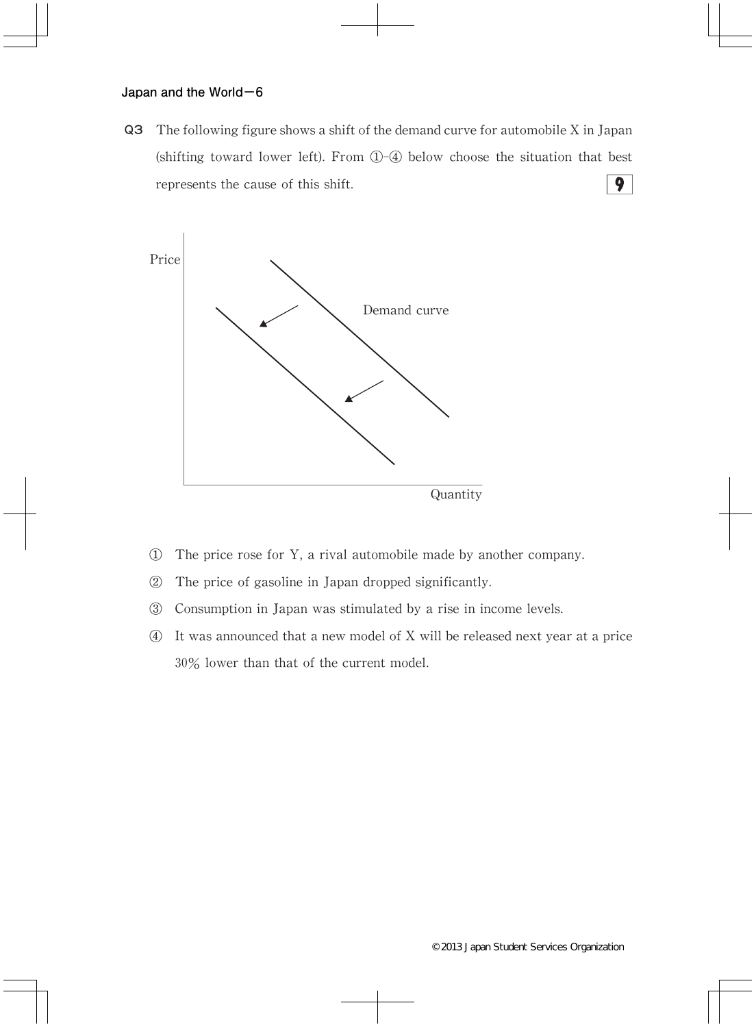**Q3** The following figure shows a shift of the demand curve for automobile X in Japan (shifting toward lower left). From ①-④ below choose the situation that best represents the cause of this shift. **9**

Price

Demand curve

Quantity

① The price rose for Y, a rival automobile made by another company.

② The price of gasoline in Japan dropped significantly.

③ Consumption in Japan was stimulated by a rise in income levels.

④ It was announced that a new model of X will be released next year at a price 30% lower than that of the current model.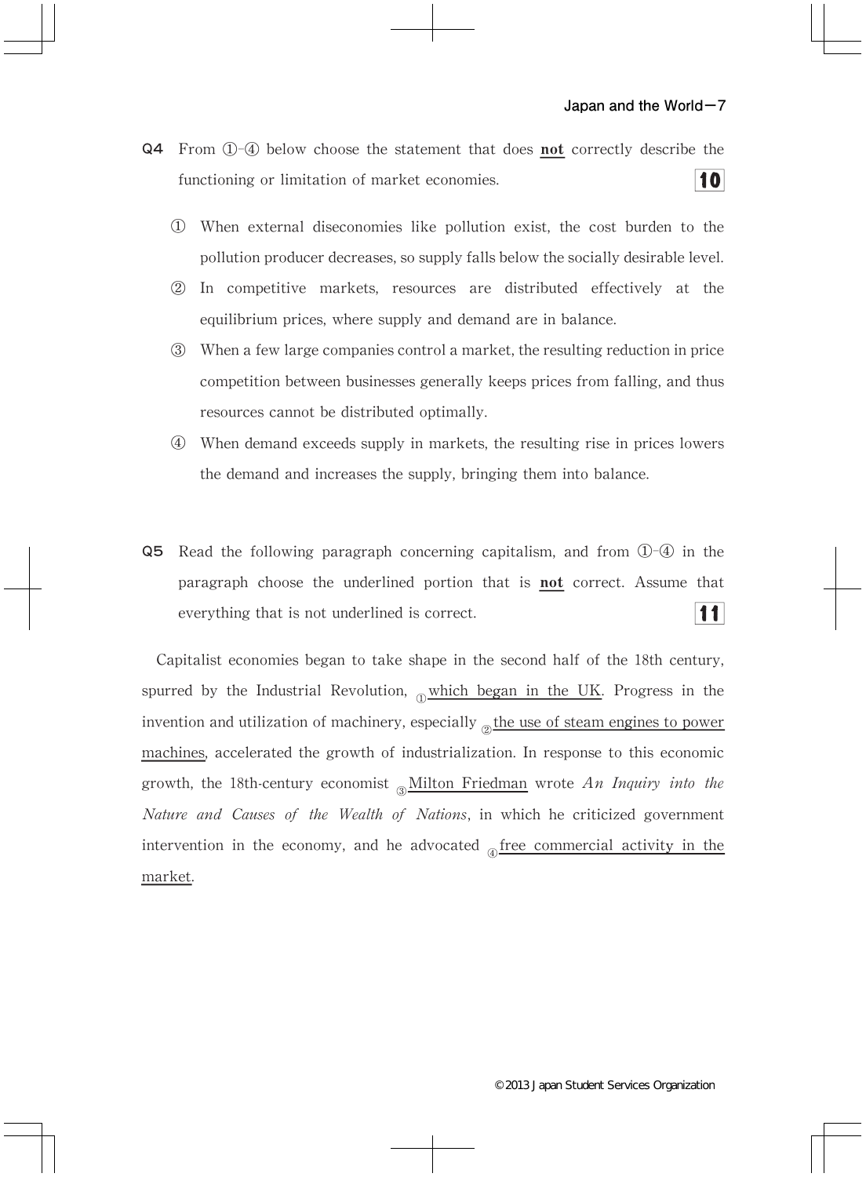**Q4** From ①-④ below choose the statement that does **not** correctly describe the functioning or limitation of market economies. **10**

① When external diseconomies like pollution exist, the cost burden to the pollution producer decreases, so supply falls below the socially desirable level.

② In competitive markets, resources are distributed effectively at the equilibrium prices, where supply and demand are in balance.

③ When a few large companies control a market, the resulting reduction in price competition between businesses generally keeps prices from falling, and thus resources cannot be distributed optimally.

④ When demand exceeds supply in markets, the resulting rise in prices lowers the demand and increases the supply, bringing them into balance.

**Q5** Read the following paragraph concerning capitalism, and from ①-④ in the paragraph choose the underlined portion that is **not** correct. Assume that everything that is not underlined is correct. **11**

Capitalist economies began to take shape in the second half of the 18th century, spurred by the Industrial Revolution, ①<u>which began in the UK</u>. Progress in the invention and utilization of machinery, especially ②<u>the use of steam engines to power machines</u>, accelerated the growth of industrialization. In response to this economic growth, the 18th-century economist ③<u>Milton Friedman</u> wrote *An Inquiry into the Nature and Causes of the Wealth of Nations*, in which he criticized government intervention in the economy, and he advocated ④<u>free commercial activity in the market</u>.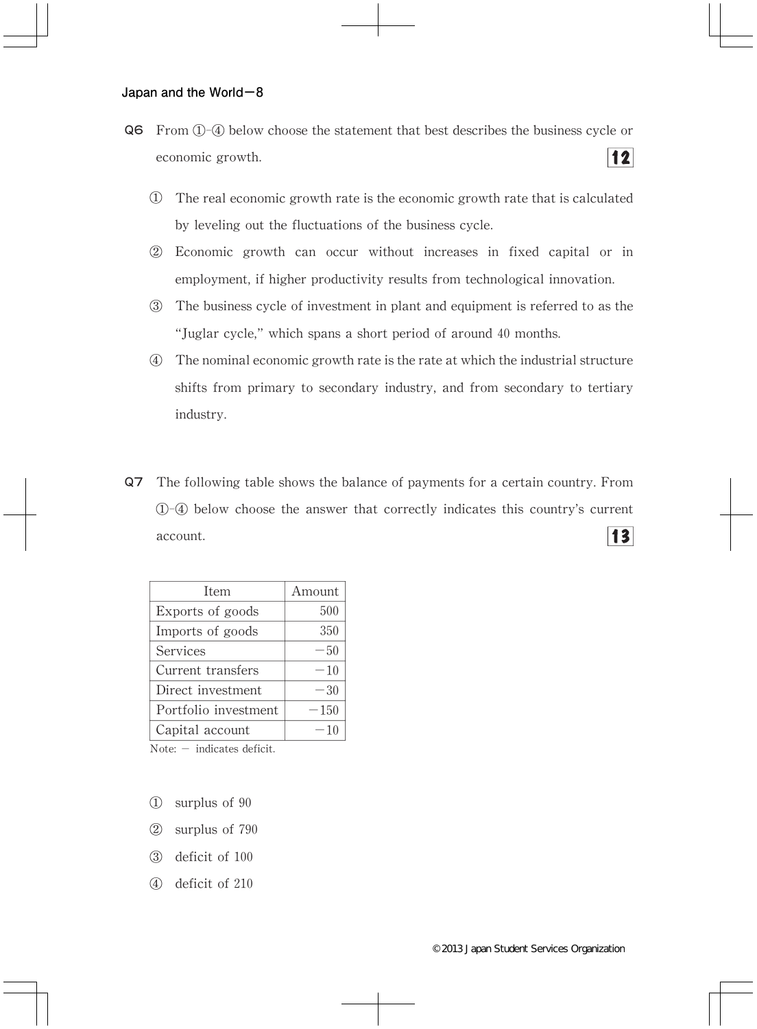**Q6** From ①-④ below choose the statement that best describes the business cycle or economic growth. **12**

① The real economic growth rate is the economic growth rate that is calculated by leveling out the fluctuations of the business cycle.

② Economic growth can occur without increases in fixed capital or in employment, if higher productivity results from technological innovation.

③ The business cycle of investment in plant and equipment is referred to as the "Juglar cycle," which spans a short period of around 40 months.

④ The nominal economic growth rate is the rate at which the industrial structure shifts from primary to secondary industry, and from secondary to tertiary industry.

**Q7** The following table shows the balance of payments for a certain country. From ①-④ below choose the answer that correctly indicates this country's current account. **13**

| Item | Amount |
|---|---:|
| Exports of goods | 500 |
| Imports of goods | 350 |
| Services | −50 |
| Current transfers | −10 |
| Direct investment | −30 |
| Portfolio investment | −150 |
| Capital account | −10 |

Note: − indicates deficit.

① surplus of 90

② surplus of 790

③ deficit of 100

④ deficit of 210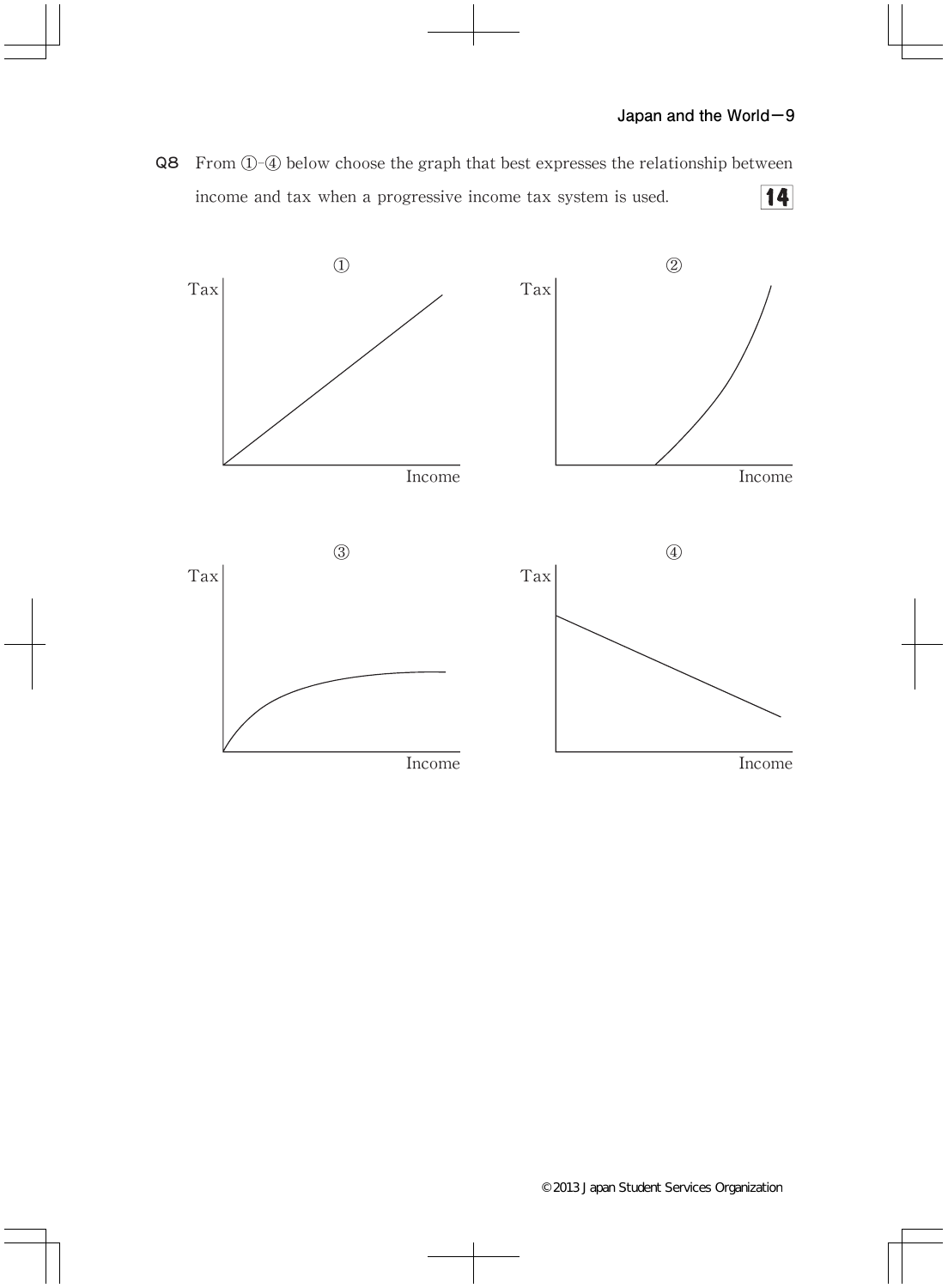**Q8** From ①-④ below choose the graph that best expresses the relationship between income and tax when a progressive income tax system is used. **14**

①

Tax

Income

②

Tax

Income

③

Tax

Income

④

Tax

Income

© 2013 Japan Student Services Organization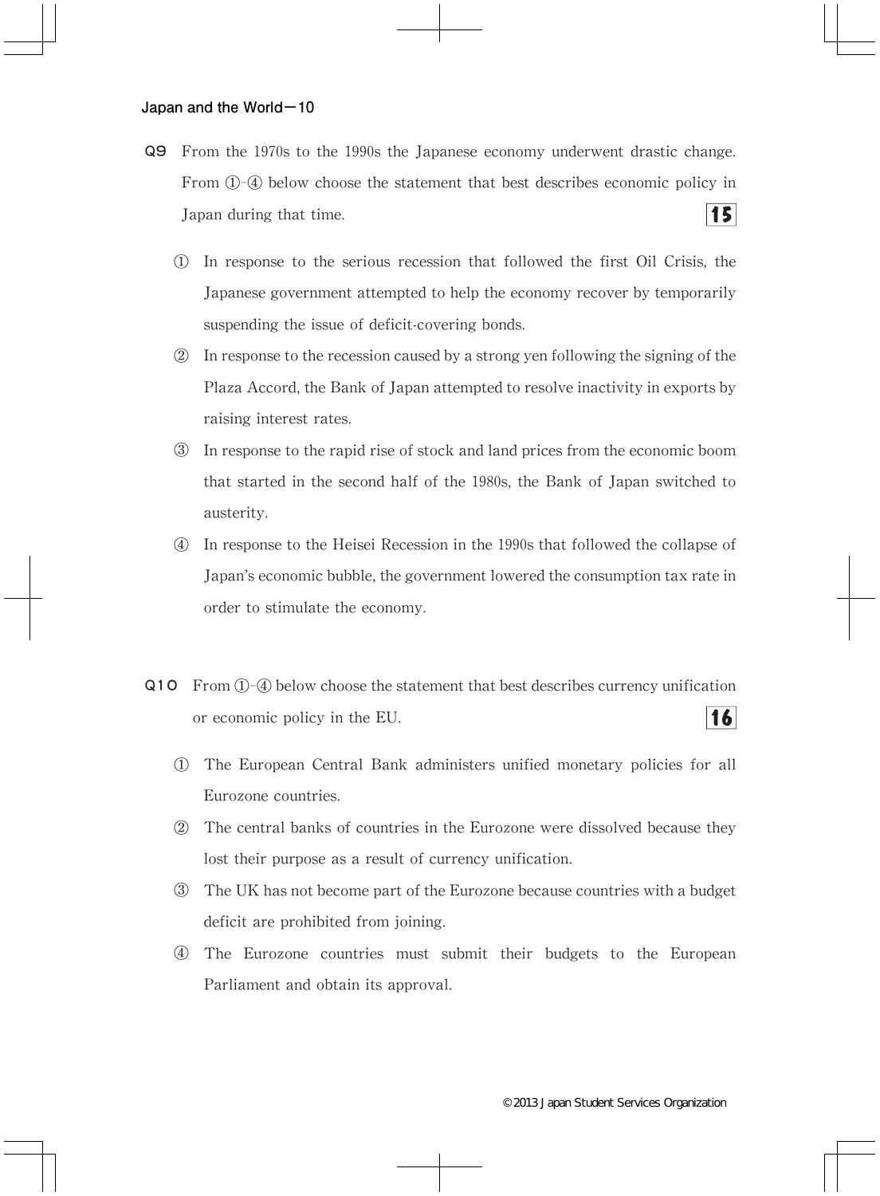**Q9** From the 1970s to the 1990s the Japanese economy underwent drastic change. From ①-④ below choose the statement that best describes economic policy in Japan during that time. **15**

① In response to the serious recession that followed the first Oil Crisis, the Japanese government attempted to help the economy recover by temporarily suspending the issue of deficit-covering bonds.

② In response to the recession caused by a strong yen following the signing of the Plaza Accord, the Bank of Japan attempted to resolve inactivity in exports by raising interest rates.

③ In response to the rapid rise of stock and land prices from the economic boom that started in the second half of the 1980s, the Bank of Japan switched to austerity.

④ In response to the Heisei Recession in the 1990s that followed the collapse of Japan's economic bubble, the government lowered the consumption tax rate in order to stimulate the economy.

**Q10** From ①-④ below choose the statement that best describes currency unification or economic policy in the EU. **16**

① The European Central Bank administers unified monetary policies for all Eurozone countries.

② The central banks of countries in the Eurozone were dissolved because they lost their purpose as a result of currency unification.

③ The UK has not become part of the Eurozone because countries with a budget deficit are prohibited from joining.

④ The Eurozone countries must submit their budgets to the European Parliament and obtain its approval.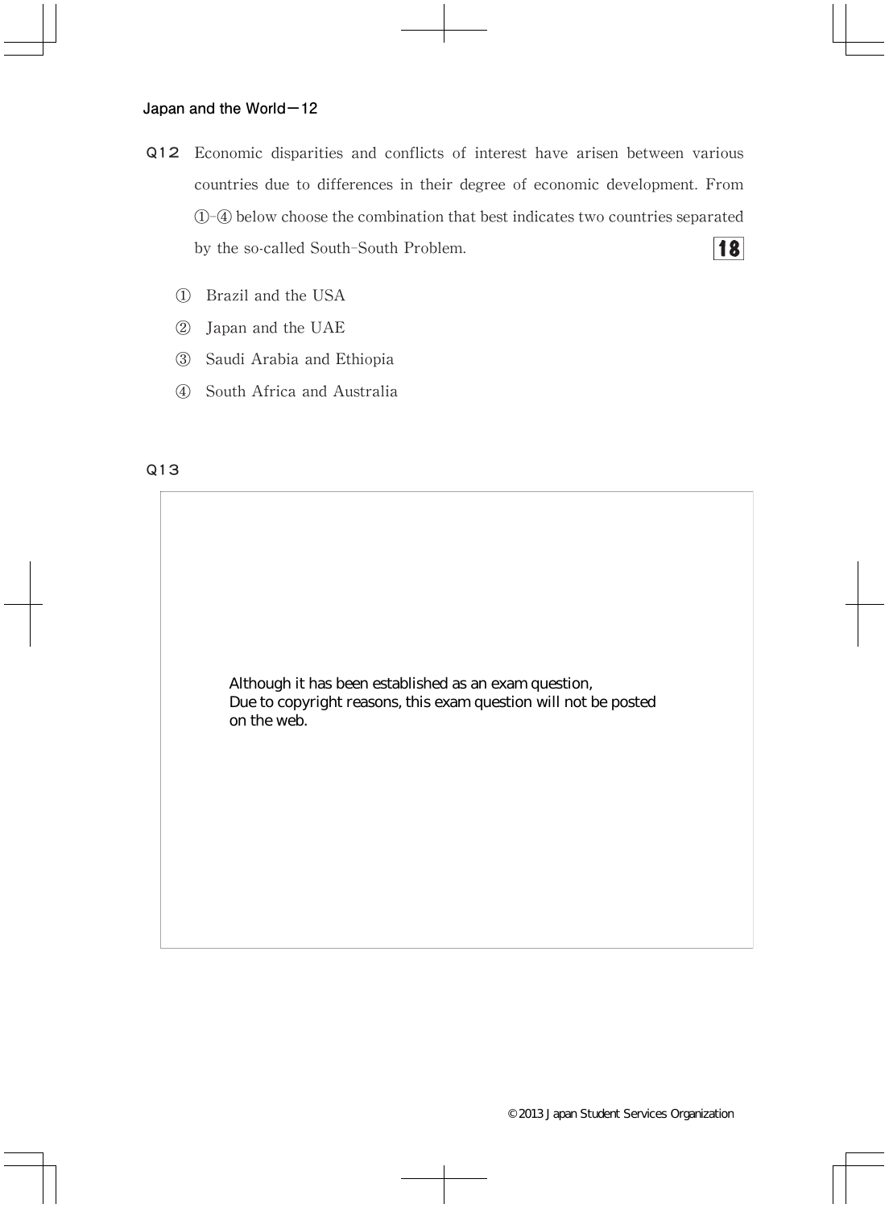**Q12** Economic disparities and conflicts of interest have arisen between various countries due to differences in their degree of economic development. From ①-④ below choose the combination that best indicates two countries separated by the so-called South-South Problem. **18**

① Brazil and the USA

② Japan and the UAE

③ Saudi Arabia and Ethiopia

④ South Africa and Australia

**Q13**

Although it has been established as an exam question,
Due to copyright reasons, this exam question will not be posted on the web.

©2013 Japan Student Services Organization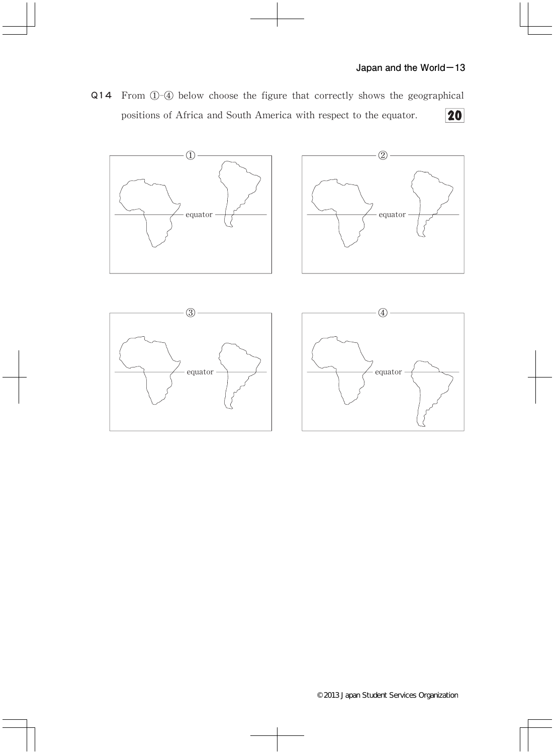**Q14** From ①-④ below choose the figure that correctly shows the geographical positions of Africa and South America with respect to the equator. **20**

①

equator

②

equator

③

equator

④

equator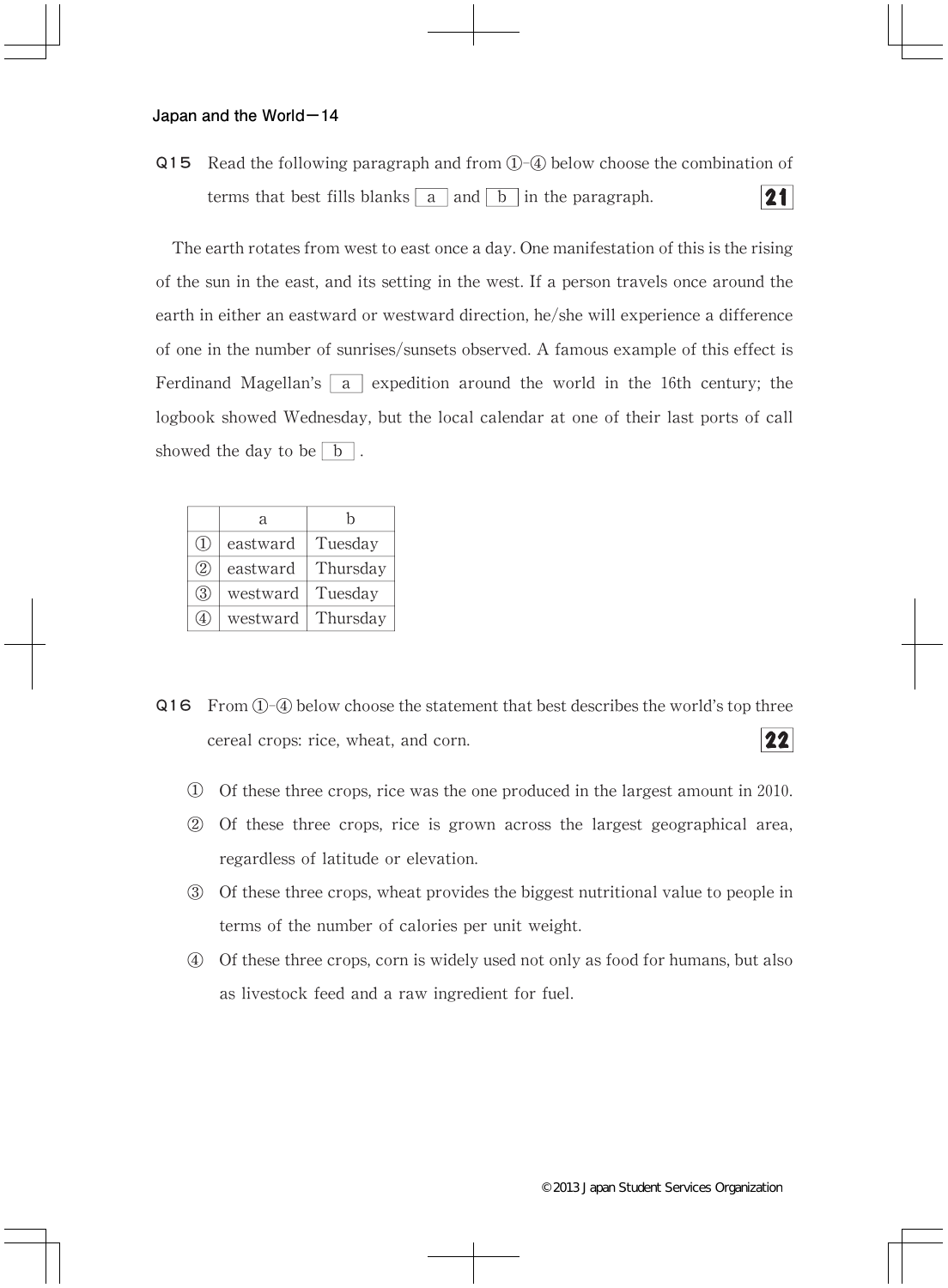**Q15** Read the following paragraph and from ①-④ below choose the combination of terms that best fills blanks [a] and [b] in the paragraph. **21**

The earth rotates from west to east once a day. One manifestation of this is the rising of the sun in the east, and its setting in the west. If a person travels once around the earth in either an eastward or westward direction, he/she will experience a difference of one in the number of sunrises/sunsets observed. A famous example of this effect is Ferdinand Magellan's [a] expedition around the world in the 16th century; the logbook showed Wednesday, but the local calendar at one of their last ports of call showed the day to be [b] .

| | a | b |
|---|---|---|
| ① | eastward | Tuesday |
| ② | eastward | Thursday |
| ③ | westward | Tuesday |
| ④ | westward | Thursday |

**Q16** From ①-④ below choose the statement that best describes the world's top three cereal crops: rice, wheat, and corn. **22**

① Of these three crops, rice was the one produced in the largest amount in 2010.

② Of these three crops, rice is grown across the largest geographical area, regardless of latitude or elevation.

③ Of these three crops, wheat provides the biggest nutritional value to people in terms of the number of calories per unit weight.

④ Of these three crops, corn is widely used not only as food for humans, but also as livestock feed and a raw ingredient for fuel.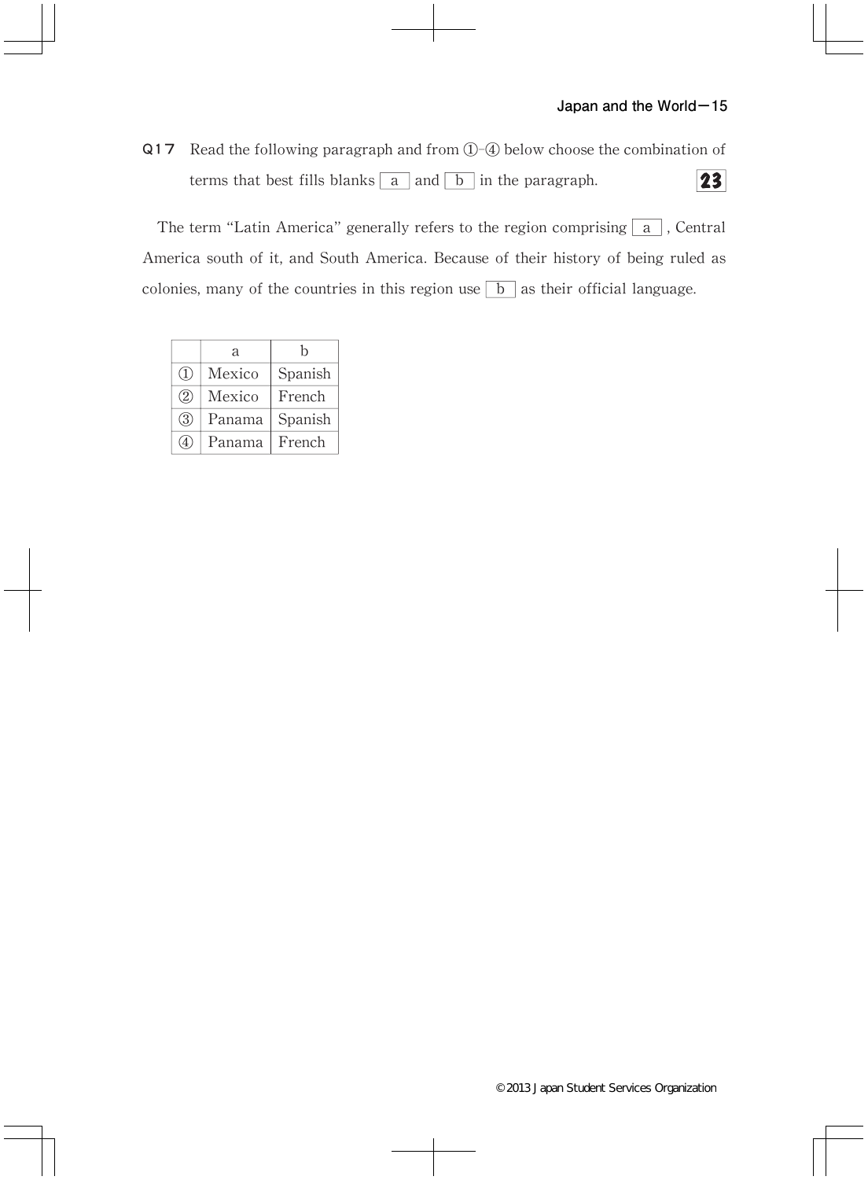**Q17** Read the following paragraph and from ①-④ below choose the combination of terms that best fills blanks [ a ] and [ b ] in the paragraph. **23**

The term "Latin America" generally refers to the region comprising [ a ], Central America south of it, and South America. Because of their history of being ruled as colonies, many of the countries in this region use [ b ] as their official language.

| | a | b |
|---|---|---|
| ① | Mexico | Spanish |
| ② | Mexico | French |
| ③ | Panama | Spanish |
| ④ | Panama | French |

©2013 Japan Student Services Organization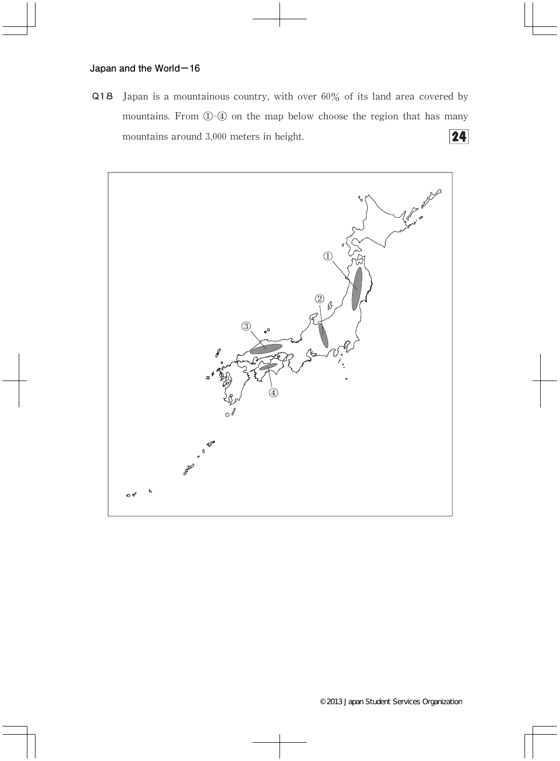**Q18** Japan is a mountainous country, with over 60% of its land area covered by mountains. From ①-④ on the map below choose the region that has many mountains around 3,000 meters in height. **24**

①

②

③

④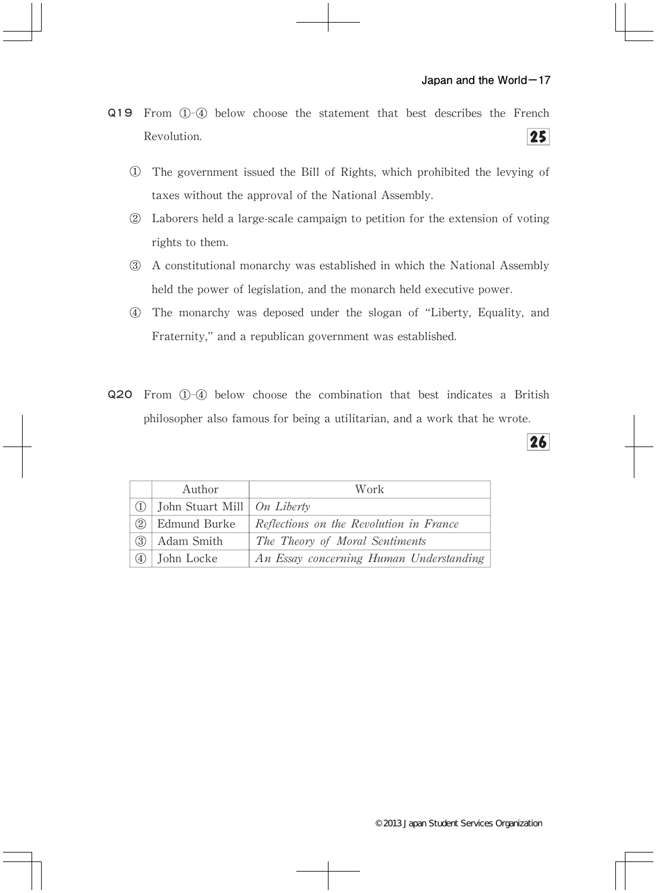**Q19** From ①-④ below choose the statement that best describes the French Revolution. **25**

① The government issued the Bill of Rights, which prohibited the levying of taxes without the approval of the National Assembly.

② Laborers held a large-scale campaign to petition for the extension of voting rights to them.

③ A constitutional monarchy was established in which the National Assembly held the power of legislation, and the monarch held executive power.

④ The monarchy was deposed under the slogan of "Liberty, Equality, and Fraternity," and a republican government was established.

**Q20** From ①-④ below choose the combination that best indicates a British philosopher also famous for being a utilitarian, and a work that he wrote. **26**

| | Author | Work |
|---|---|---|
| ① | John Stuart Mill | *On Liberty* |
| ② | Edmund Burke | *Reflections on the Revolution in France* |
| ③ | Adam Smith | *The Theory of Moral Sentiments* |
| ④ | John Locke | *An Essay concerning Human Understanding* |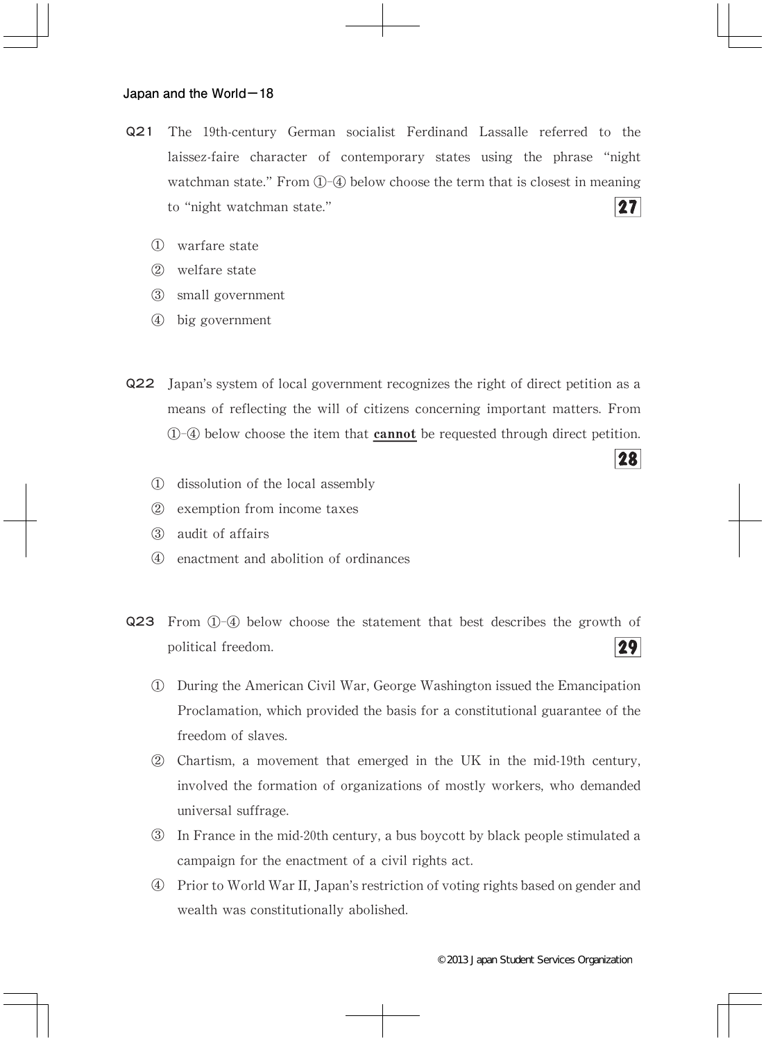**Q21** The 19th-century German socialist Ferdinand Lassalle referred to the laissez-faire character of contemporary states using the phrase "night watchman state." From ①-④ below choose the term that is closest in meaning to "night watchman state." **27**

① warfare state

② welfare state

③ small government

④ big government

**Q22** Japan's system of local government recognizes the right of direct petition as a means of reflecting the will of citizens concerning important matters. From ①-④ below choose the item that **cannot** be requested through direct petition. **28**

① dissolution of the local assembly

② exemption from income taxes

③ audit of affairs

④ enactment and abolition of ordinances

**Q23** From ①-④ below choose the statement that best describes the growth of political freedom. **29**

① During the American Civil War, George Washington issued the Emancipation Proclamation, which provided the basis for a constitutional guarantee of the freedom of slaves.

② Chartism, a movement that emerged in the UK in the mid-19th century, involved the formation of organizations of mostly workers, who demanded universal suffrage.

③ In France in the mid-20th century, a bus boycott by black people stimulated a campaign for the enactment of a civil rights act.

④ Prior to World War II, Japan's restriction of voting rights based on gender and wealth was constitutionally abolished.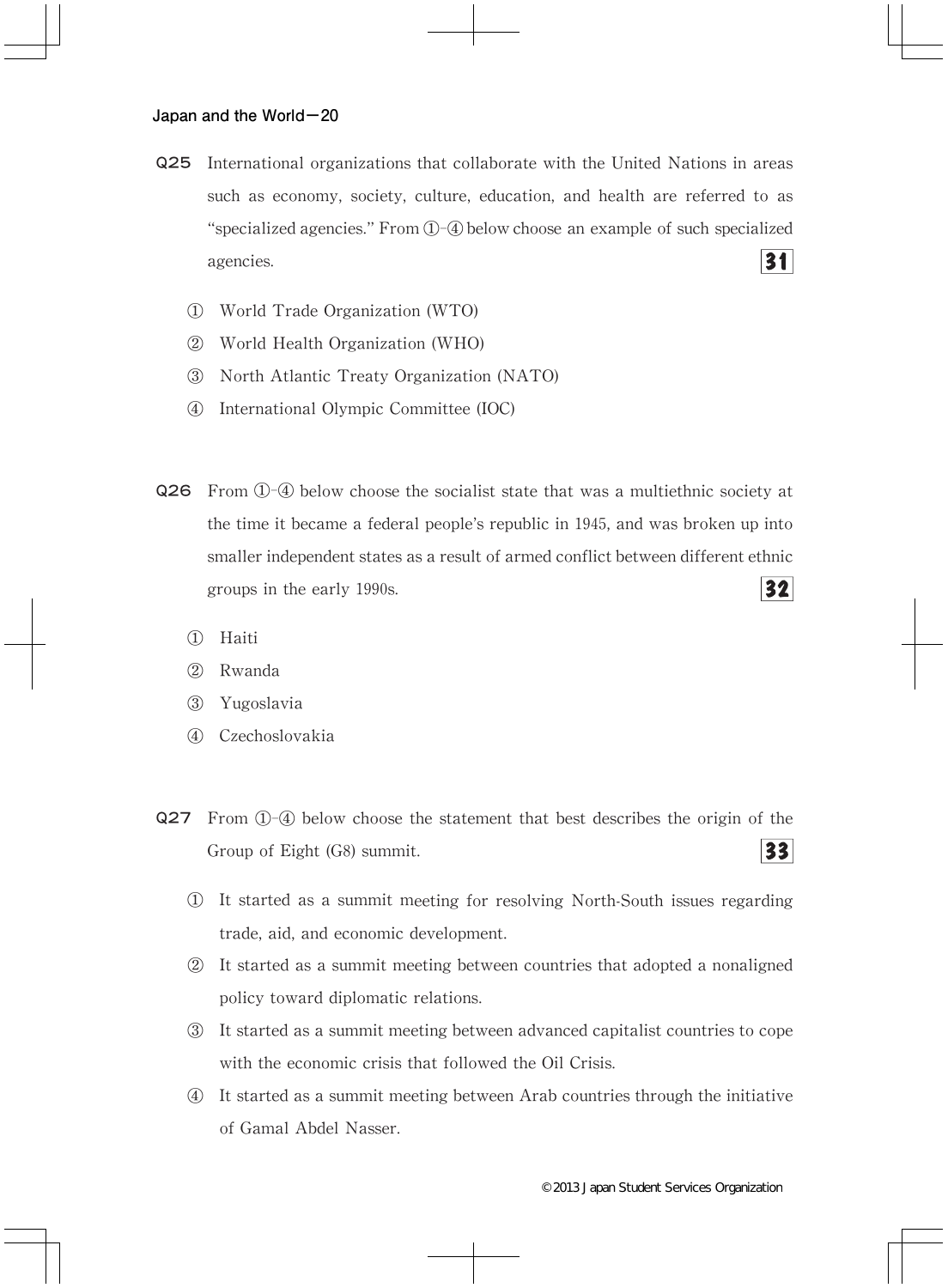**Q25** International organizations that collaborate with the United Nations in areas such as economy, society, culture, education, and health are referred to as "specialized agencies." From ①-④ below choose an example of such specialized agencies. **31**

① World Trade Organization (WTO)

② World Health Organization (WHO)

③ North Atlantic Treaty Organization (NATO)

④ International Olympic Committee (IOC)

**Q26** From ①-④ below choose the socialist state that was a multiethnic society at the time it became a federal people's republic in 1945, and was broken up into smaller independent states as a result of armed conflict between different ethnic groups in the early 1990s. **32**

① Haiti

② Rwanda

③ Yugoslavia

④ Czechoslovakia

**Q27** From ①-④ below choose the statement that best describes the origin of the Group of Eight (G8) summit. **33**

① It started as a summit meeting for resolving North-South issues regarding trade, aid, and economic development.

② It started as a summit meeting between countries that adopted a nonaligned policy toward diplomatic relations.

③ It started as a summit meeting between advanced capitalist countries to cope with the economic crisis that followed the Oil Crisis.

④ It started as a summit meeting between Arab countries through the initiative of Gamal Abdel Nasser.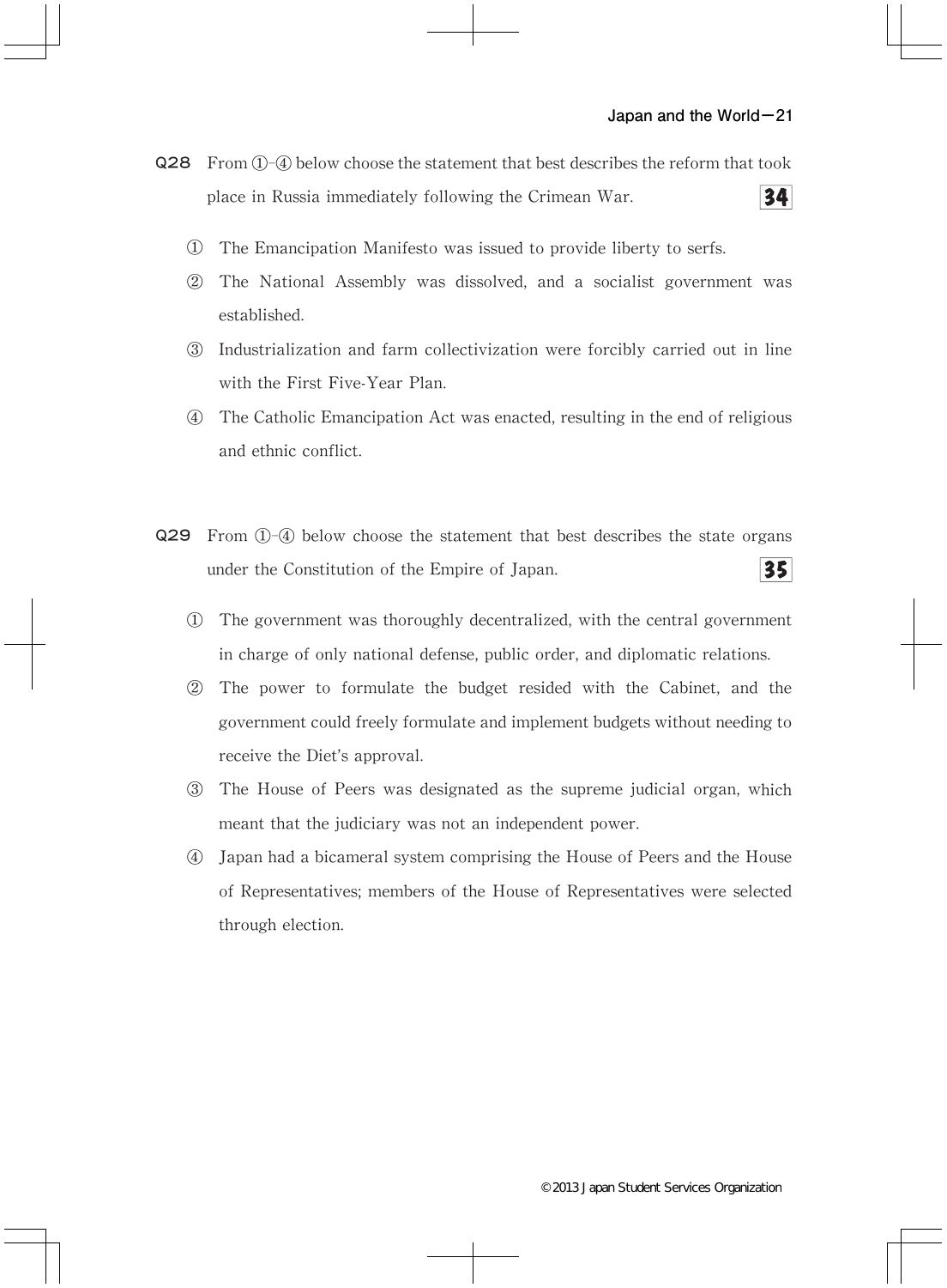**Q28** From ①-④ below choose the statement that best describes the reform that took place in Russia immediately following the Crimean War. **34**

① The Emancipation Manifesto was issued to provide liberty to serfs.

② The National Assembly was dissolved, and a socialist government was established.

③ Industrialization and farm collectivization were forcibly carried out in line with the First Five-Year Plan.

④ The Catholic Emancipation Act was enacted, resulting in the end of religious and ethnic conflict.

**Q29** From ①-④ below choose the statement that best describes the state organs under the Constitution of the Empire of Japan. **35**

① The government was thoroughly decentralized, with the central government in charge of only national defense, public order, and diplomatic relations.

② The power to formulate the budget resided with the Cabinet, and the government could freely formulate and implement budgets without needing to receive the Diet's approval.

③ The House of Peers was designated as the supreme judicial organ, which meant that the judiciary was not an independent power.

④ Japan had a bicameral system comprising the House of Peers and the House of Representatives; members of the House of Representatives were selected through election.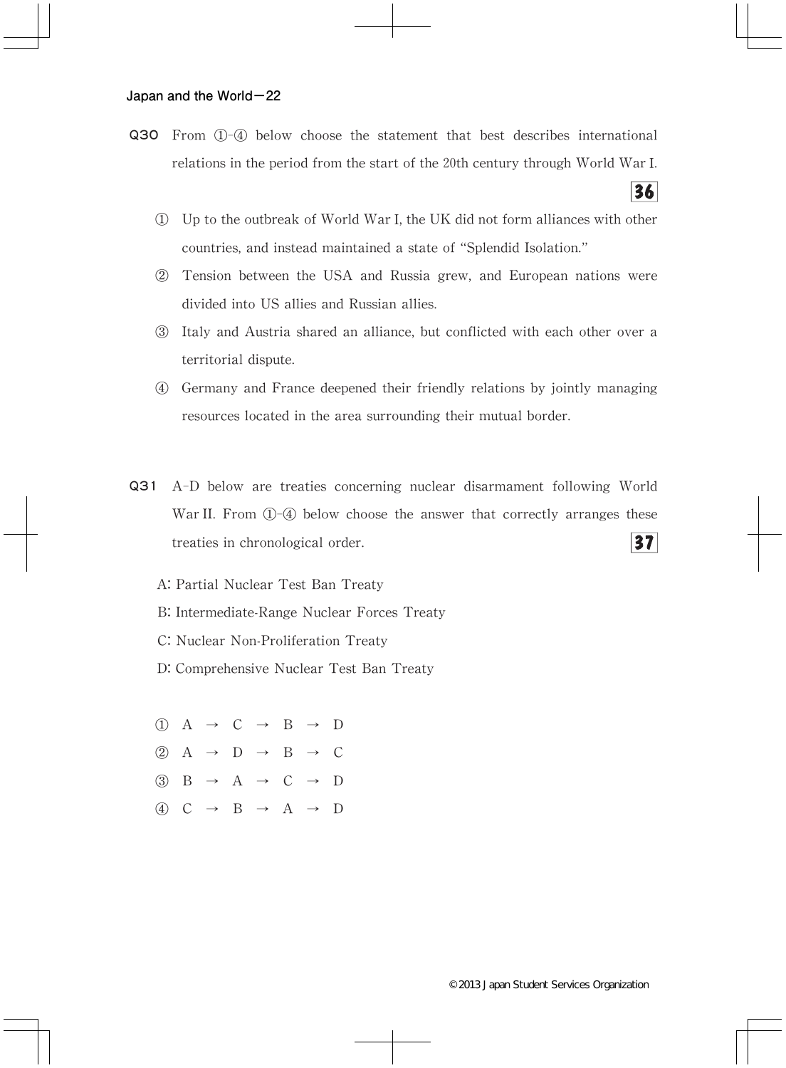**Q30** From ①-④ below choose the statement that best describes international relations in the period from the start of the 20th century through World War I. **36**

① Up to the outbreak of World War I, the UK did not form alliances with other countries, and instead maintained a state of "Splendid Isolation."

② Tension between the USA and Russia grew, and European nations were divided into US allies and Russian allies.

③ Italy and Austria shared an alliance, but conflicted with each other over a territorial dispute.

④ Germany and France deepened their friendly relations by jointly managing resources located in the area surrounding their mutual border.

**Q31** A-D below are treaties concerning nuclear disarmament following World War II. From ①-④ below choose the answer that correctly arranges these treaties in chronological order. **37**

A: Partial Nuclear Test Ban Treaty

B: Intermediate-Range Nuclear Forces Treaty

C: Nuclear Non-Proliferation Treaty

D: Comprehensive Nuclear Test Ban Treaty

① A → C → B → D

② A → D → B → C

③ B → A → C → D

④ C → B → A → D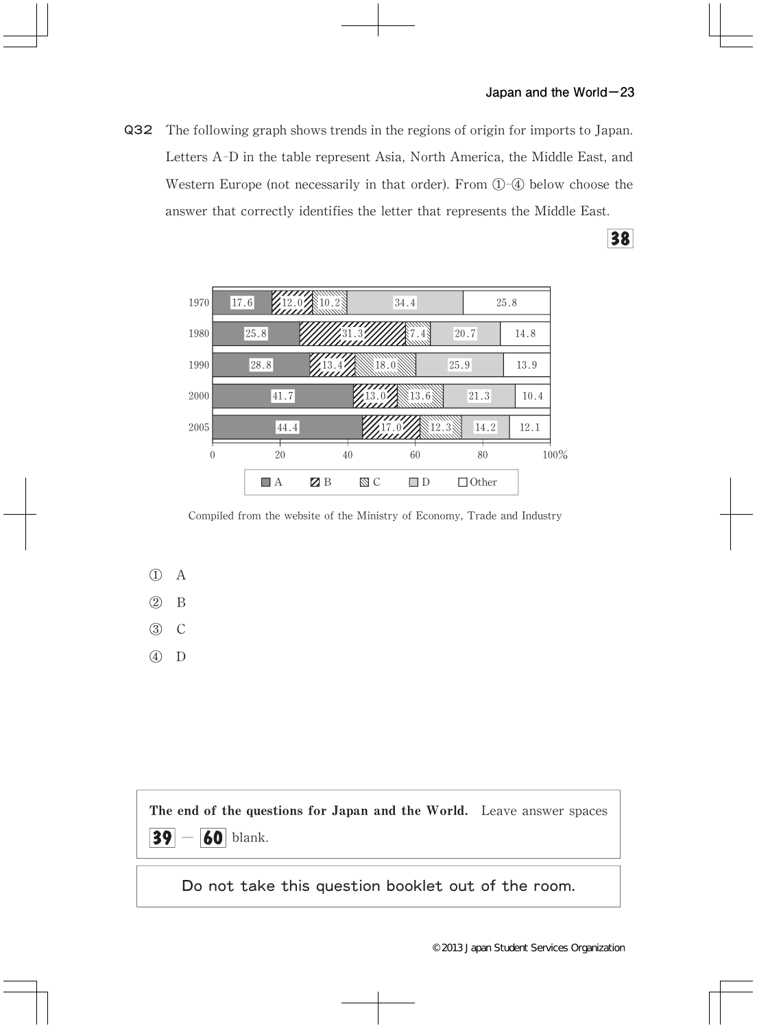**Q32** The following graph shows trends in the regions of origin for imports to Japan. Letters A–D in the table represent Asia, North America, the Middle East, and Western Europe (not necessarily in that order). From ①–④ below choose the answer that correctly identifies the letter that represents the Middle East.

**38**

1970: 17.6 12.0 10.2 34.4 25.8

1980: 25.8 31.3 7.4 20.7 14.8

1990: 28.8 13.4 18.0 25.9 13.9

2000: 41.7 13.0 13.6 21.3 10.4

2005: 44.4 17.0 12.3 14.2 12.1

0 20 40 60 80 100%

A B C D Other

Compiled from the website of the Ministry of Economy, Trade and Industry

① A

② B

③ C

④ D

---

**The end of the questions for Japan and the World.** Leave answer spaces **39** – **60** blank.

---

Do not take this question booklet out of the room.

©2013 Japan Student Services Organization